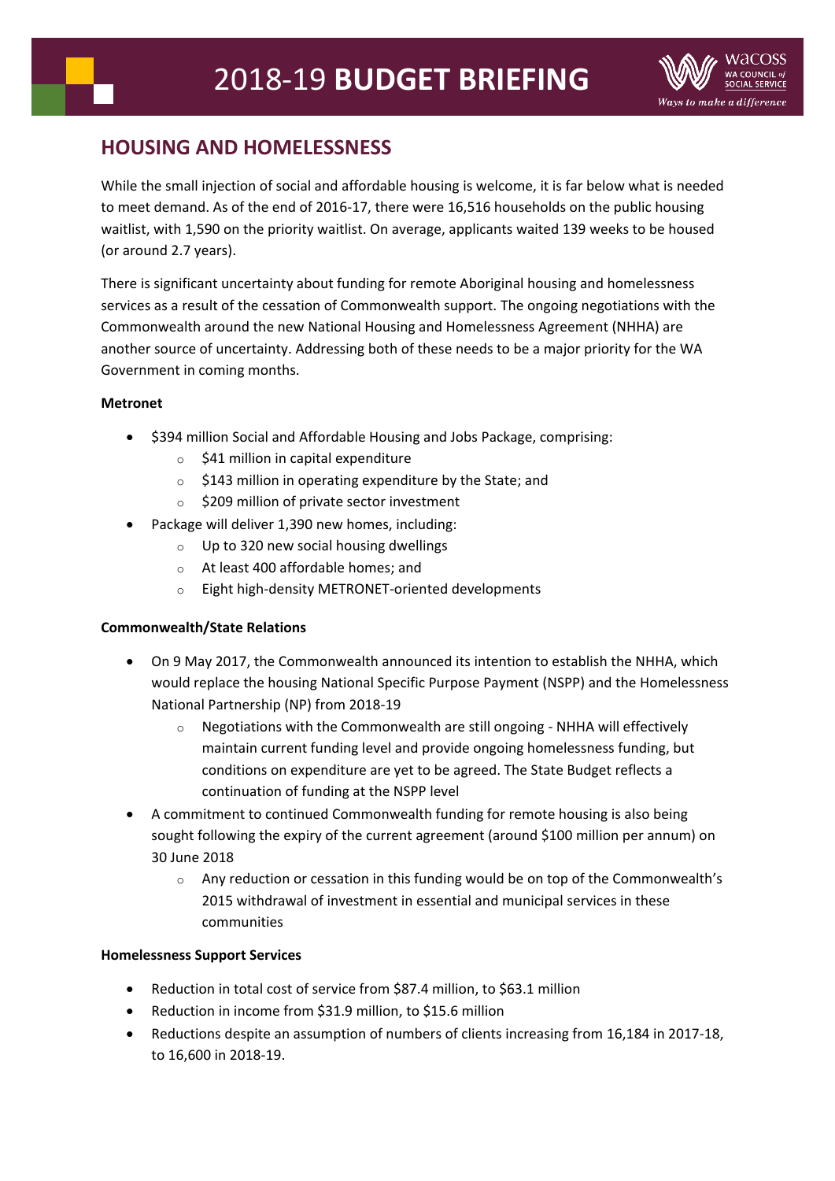# 2018-19 **BUDGET BRIEFING**

## HOUSING AND HOMELESSNESS

While the small injection of social and affordable housing is welcome, it is far below what is needed to meet demand. As of the end of 2016-17, there were 16,516 households on the public housing waitlist, with 1,590 on the priority waitlist. On average, applicants waited 139 weeks to be housed (or around 2.7 years).

There is significant uncertainty about funding for remote Aboriginal housing and homelessness services as a result of the cessation of Commonwealth support. The ongoing negotiations with the Commonwealth around the new National Housing and Homelessness Agreement (NHHA) are another source of uncertainty. Addressing both of these needs to be a major priority for the WA Government in coming months.

**Metronet**

- $394 million Social and Affordable Housing and Jobs Package, comprising:
  - $41 million in capital expenditure
  - $143 million in operating expenditure by the State; and
  - $209 million of private sector investment
- Package will deliver 1,390 new homes, including:
  - Up to 320 new social housing dwellings
  - At least 400 affordable homes; and
  - Eight high-density METRONET-oriented developments

**Commonwealth/State Relations**

- On 9 May 2017, the Commonwealth announced its intention to establish the NHHA, which would replace the housing National Specific Purpose Payment (NSPP) and the Homelessness National Partnership (NP) from 2018-19
  - Negotiations with the Commonwealth are still ongoing - NHHA will effectively maintain current funding level and provide ongoing homelessness funding, but conditions on expenditure are yet to be agreed. The State Budget reflects a continuation of funding at the NSPP level
- A commitment to continued Commonwealth funding for remote housing is also being sought following the expiry of the current agreement (around $100 million per annum) on 30 June 2018
  - Any reduction or cessation in this funding would be on top of the Commonwealth's 2015 withdrawal of investment in essential and municipal services in these communities

**Homelessness Support Services**

- Reduction in total cost of service from $87.4 million, to $63.1 million
- Reduction in income from $31.9 million, to $15.6 million
- Reductions despite an assumption of numbers of clients increasing from 16,184 in 2017-18, to 16,600 in 2018-19.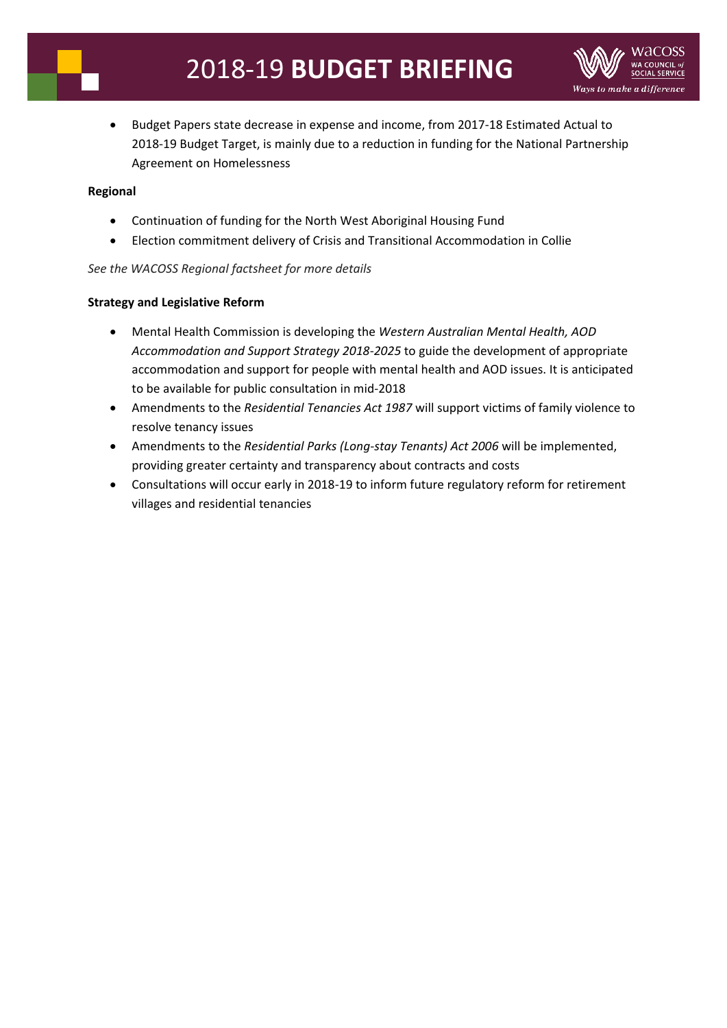- Budget Papers state decrease in expense and income, from 2017-18 Estimated Actual to 2018-19 Budget Target, is mainly due to a reduction in funding for the National Partnership Agreement on Homelessness

**Regional**

- Continuation of funding for the North West Aboriginal Housing Fund
- Election commitment delivery of Crisis and Transitional Accommodation in Collie

*See the WACOSS Regional factsheet for more details*

**Strategy and Legislative Reform**

- Mental Health Commission is developing the *Western Australian Mental Health, AOD Accommodation and Support Strategy 2018-2025* to guide the development of appropriate accommodation and support for people with mental health and AOD issues. It is anticipated to be available for public consultation in mid-2018
- Amendments to the *Residential Tenancies Act 1987* will support victims of family violence to resolve tenancy issues
- Amendments to the *Residential Parks (Long-stay Tenants) Act 2006* will be implemented, providing greater certainty and transparency about contracts and costs
- Consultations will occur early in 2018-19 to inform future regulatory reform for retirement villages and residential tenancies